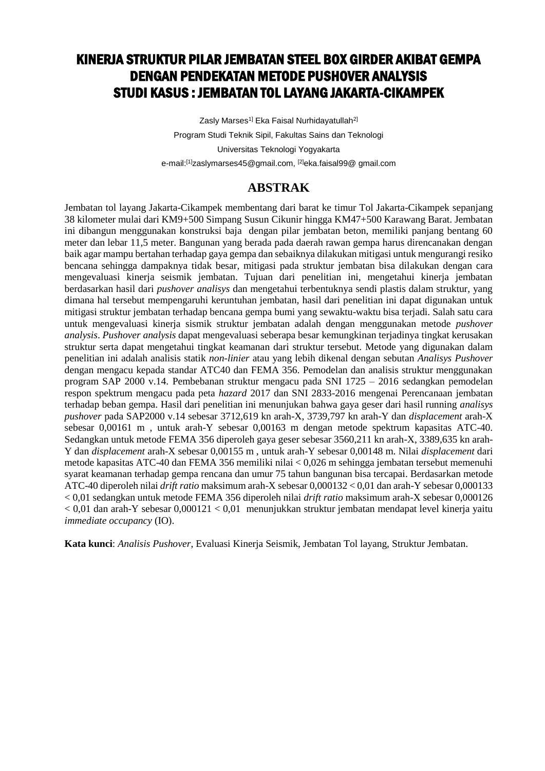# KINERJA STRUKTUR PILAR JEMBATAN STEEL BOX GIRDER AKIBAT GEMPA DENGAN PENDEKATAN METODE PUSHOVER ANALYSIS STUDI KASUS : JEMBATAN TOL LAYANG JAKARTA-CIKAMPEK

Zasly Marses[1] Eka Faisal Nurhidayatullah[2]

Program Studi Teknik Sipil, Fakultas Sains dan Teknologi

Universitas Teknologi Yogyakarta

e-mail:[1]zaslymarses45@gmail.com, [2]eka.faisal99@ gmail.com

## ABSTRAK

Jembatan tol layang Jakarta-Cikampek membentang dari barat ke timur Tol Jakarta-Cikampek sepanjang 38 kilometer mulai dari KM9+500 Simpang Susun Cikunir hingga KM47+500 Karawang Barat. Jembatan ini dibangun menggunakan konstruksi baja dengan pilar jembatan beton, memiliki panjang bentang 60 meter dan lebar 11,5 meter. Bangunan yang berada pada daerah rawan gempa harus direncanakan dengan baik agar mampu bertahan terhadap gaya gempa dan sebaiknya dilakukan mitigasi untuk mengurangi resiko bencana sehingga dampaknya tidak besar, mitigasi pada struktur jembatan bisa dilakukan dengan cara mengevaluasi kinerja seismik jembatan. Tujuan dari penelitian ini, mengetahui kinerja jembatan berdasarkan hasil dari *pushover analisys* dan mengetahui terbentuknya sendi plastis dalam struktur, yang dimana hal tersebut mempengaruhi keruntuhan jembatan, hasil dari penelitian ini dapat digunakan untuk mitigasi struktur jembatan terhadap bencana gempa bumi yang sewaktu-waktu bisa terjadi. Salah satu cara untuk mengevaluasi kinerja sismik struktur jembatan adalah dengan menggunakan metode *pushover analysis*. *Pushover analysis* dapat mengevaluasi seberapa besar kemungkinan terjadinya tingkat kerusakan struktur serta dapat mengetahui tingkat keamanan dari struktur tersebut. Metode yang digunakan dalam penelitian ini adalah analisis statik *non-linier* atau yang lebih dikenal dengan sebutan *Analisys Pushover* dengan mengacu kepada standar ATC40 dan FEMA 356. Pemodelan dan analisis struktur menggunakan program SAP 2000 v.14. Pembebanan struktur mengacu pada SNI 1725 – 2016 sedangkan pemodelan respon spektrum mengacu pada peta *hazard* 2017 dan SNI 2833-2016 mengenai Perencanaan jembatan terhadap beban gempa. Hasil dari penelitian ini menunjukan bahwa gaya geser dari hasil running *analisys pushover* pada SAP2000 v.14 sebesar 3712,619 kn arah-X, 3739,797 kn arah-Y dan *displacement* arah-X sebesar 0,00161 m , untuk arah-Y sebesar 0,00163 m dengan metode spektrum kapasitas ATC-40. Sedangkan untuk metode FEMA 356 diperoleh gaya geser sebesar 3560,211 kn arah-X, 3389,635 kn arah-Y dan *displacement* arah-X sebesar 0,00155 m , untuk arah-Y sebesar 0,00148 m. Nilai *displacement* dari metode kapasitas ATC-40 dan FEMA 356 memiliki nilai < 0,026 m sehingga jembatan tersebut memenuhi syarat keamanan terhadap gempa rencana dan umur 75 tahun bangunan bisa tercapai. Berdasarkan metode ATC-40 diperoleh nilai *drift ratio* maksimum arah-X sebesar 0,000132 < 0,01 dan arah-Y sebesar 0,000133 < 0,01 sedangkan untuk metode FEMA 356 diperoleh nilai *drift ratio* maksimum arah-X sebesar 0,000126 < 0,01 dan arah-Y sebesar 0,000121 < 0,01 menunjukkan struktur jembatan mendapat level kinerja yaitu *immediate occupancy* (IO).

**Kata kunci**: *Analisis Pushover*, Evaluasi Kinerja Seismik, Jembatan Tol layang, Struktur Jembatan.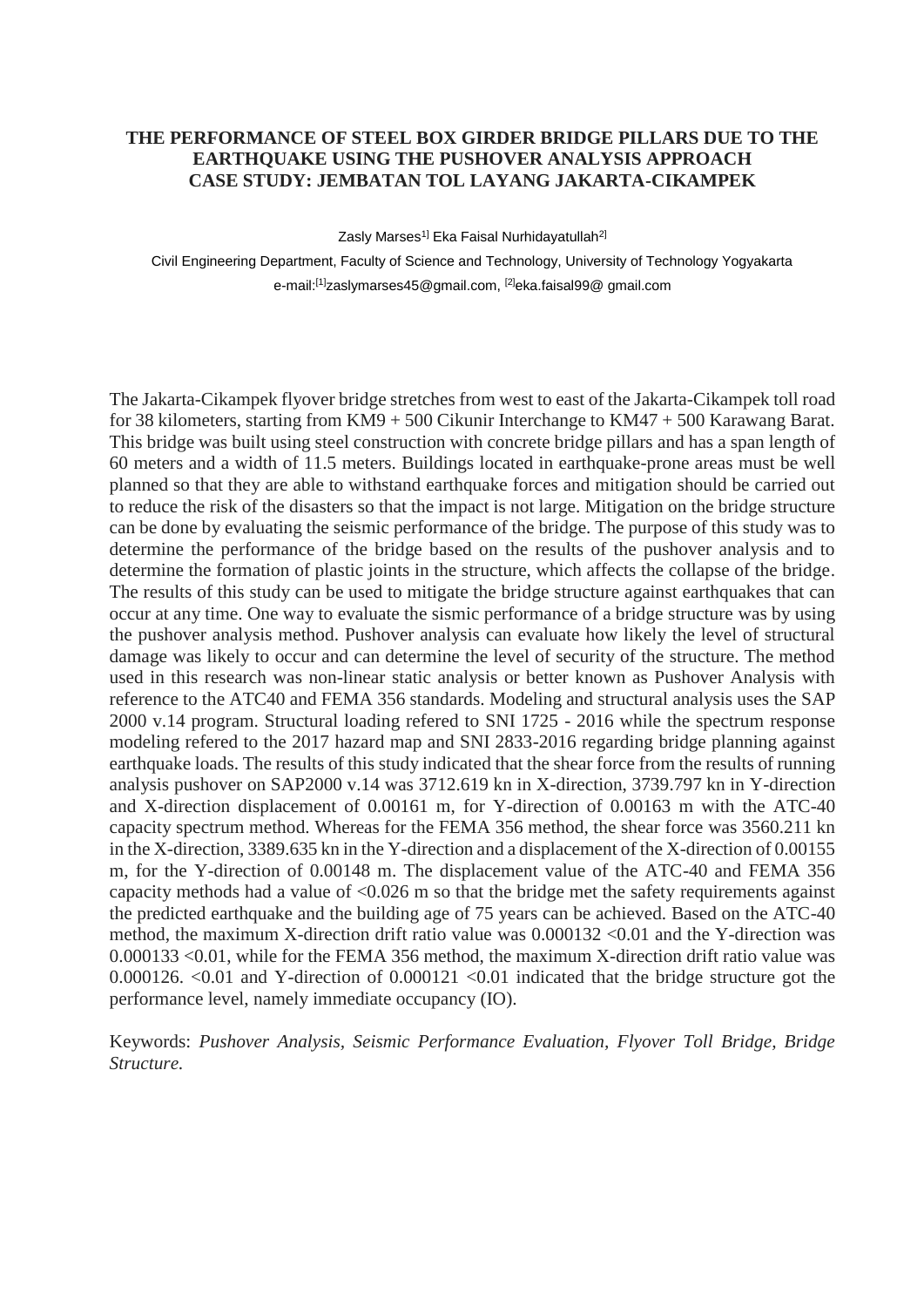# THE PERFORMANCE OF STEEL BOX GIRDER BRIDGE PILLARS DUE TO THE EARTHQUAKE USING THE PUSHOVER ANALYSIS APPROACH CASE STUDY: JEMBATAN TOL LAYANG JAKARTA-CIKAMPEK

Zasly Marses[1] Eka Faisal Nurhidayatullah[2]

Civil Engineering Department, Faculty of Science and Technology, University of Technology Yogyakarta

e-mail:[1]zaslymarses45@gmail.com, [2]eka.faisal99@ gmail.com

The Jakarta-Cikampek flyover bridge stretches from west to east of the Jakarta-Cikampek toll road for 38 kilometers, starting from KM9 + 500 Cikunir Interchange to KM47 + 500 Karawang Barat. This bridge was built using steel construction with concrete bridge pillars and has a span length of 60 meters and a width of 11.5 meters. Buildings located in earthquake-prone areas must be well planned so that they are able to withstand earthquake forces and mitigation should be carried out to reduce the risk of the disasters so that the impact is not large. Mitigation on the bridge structure can be done by evaluating the seismic performance of the bridge. The purpose of this study was to determine the performance of the bridge based on the results of the pushover analysis and to determine the formation of plastic joints in the structure, which affects the collapse of the bridge. The results of this study can be used to mitigate the bridge structure against earthquakes that can occur at any time. One way to evaluate the sismic performance of a bridge structure was by using the pushover analysis method. Pushover analysis can evaluate how likely the level of structural damage was likely to occur and can determine the level of security of the structure. The method used in this research was non-linear static analysis or better known as Pushover Analysis with reference to the ATC40 and FEMA 356 standards. Modeling and structural analysis uses the SAP 2000 v.14 program. Structural loading refered to SNI 1725 - 2016 while the spectrum response modeling refered to the 2017 hazard map and SNI 2833-2016 regarding bridge planning against earthquake loads. The results of this study indicated that the shear force from the results of running analysis pushover on SAP2000 v.14 was 3712.619 kn in X-direction, 3739.797 kn in Y-direction and X-direction displacement of 0.00161 m, for Y-direction of 0.00163 m with the ATC-40 capacity spectrum method. Whereas for the FEMA 356 method, the shear force was 3560.211 kn in the X-direction, 3389.635 kn in the Y-direction and a displacement of the X-direction of 0.00155 m, for the Y-direction of 0.00148 m. The displacement value of the ATC-40 and FEMA 356 capacity methods had a value of <0.026 m so that the bridge met the safety requirements against the predicted earthquake and the building age of 75 years can be achieved. Based on the ATC-40 method, the maximum X-direction drift ratio value was 0.000132 <0.01 and the Y-direction was 0.000133 <0.01, while for the FEMA 356 method, the maximum X-direction drift ratio value was 0.000126. <0.01 and Y-direction of 0.000121 <0.01 indicated that the bridge structure got the performance level, namely immediate occupancy (IO).

Keywords: *Pushover Analysis, Seismic Performance Evaluation, Flyover Toll Bridge, Bridge Structure.*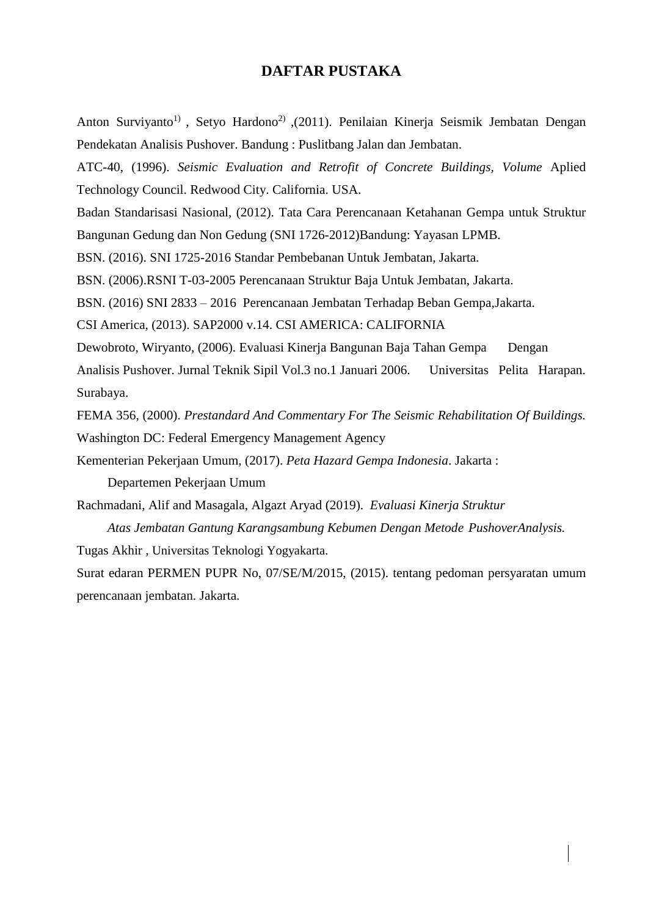# DAFTAR PUSTAKA

Anton Surviyanto[1) ], Setyo Hardono[2)] ,(2011). Penilaian Kinerja Seismik Jembatan Dengan Pendekatan Analisis Pushover. Bandung : Puslitbang Jalan dan Jembatan.

ATC-40, (1996). *Seismic Evaluation and Retrofit of Concrete Buildings, Volume* Aplied Technology Council. Redwood City. California. USA.

Badan Standarisasi Nasional, (2012). Tata Cara Perencanaan Ketahanan Gempa untuk Struktur Bangunan Gedung dan Non Gedung (SNI 1726-2012)Bandung: Yayasan LPMB.

BSN. (2016). SNI 1725-2016 Standar Pembebanan Untuk Jembatan, Jakarta.

BSN. (2006).RSNI T-03-2005 Perencanaan Struktur Baja Untuk Jembatan, Jakarta.

BSN. (2016) SNI 2833 – 2016 Perencanaan Jembatan Terhadap Beban Gempa,Jakarta.

CSI America, (2013). SAP2000 v.14. CSI AMERICA: CALIFORNIA

Dewobroto, Wiryanto, (2006). Evaluasi Kinerja Bangunan Baja Tahan Gempa Dengan Analisis Pushover. Jurnal Teknik Sipil Vol.3 no.1 Januari 2006. Universitas Pelita Harapan. Surabaya.

FEMA 356, (2000). *Prestandard And Commentary For The Seismic Rehabilitation Of Buildings.* Washington DC: Federal Emergency Management Agency

Kementerian Pekerjaan Umum, (2017). *Peta Hazard Gempa Indonesia*. Jakarta : Departemen Pekerjaan Umum

Rachmadani, Alif and Masagala, Algazt Aryad (2019). *Evaluasi Kinerja Struktur Atas Jembatan Gantung Karangsambung Kebumen Dengan Metode PushoverAnalysis.* Tugas Akhir , Universitas Teknologi Yogyakarta.

Surat edaran PERMEN PUPR No, 07/SE/M/2015, (2015). tentang pedoman persyaratan umum perencanaan jembatan. Jakarta.